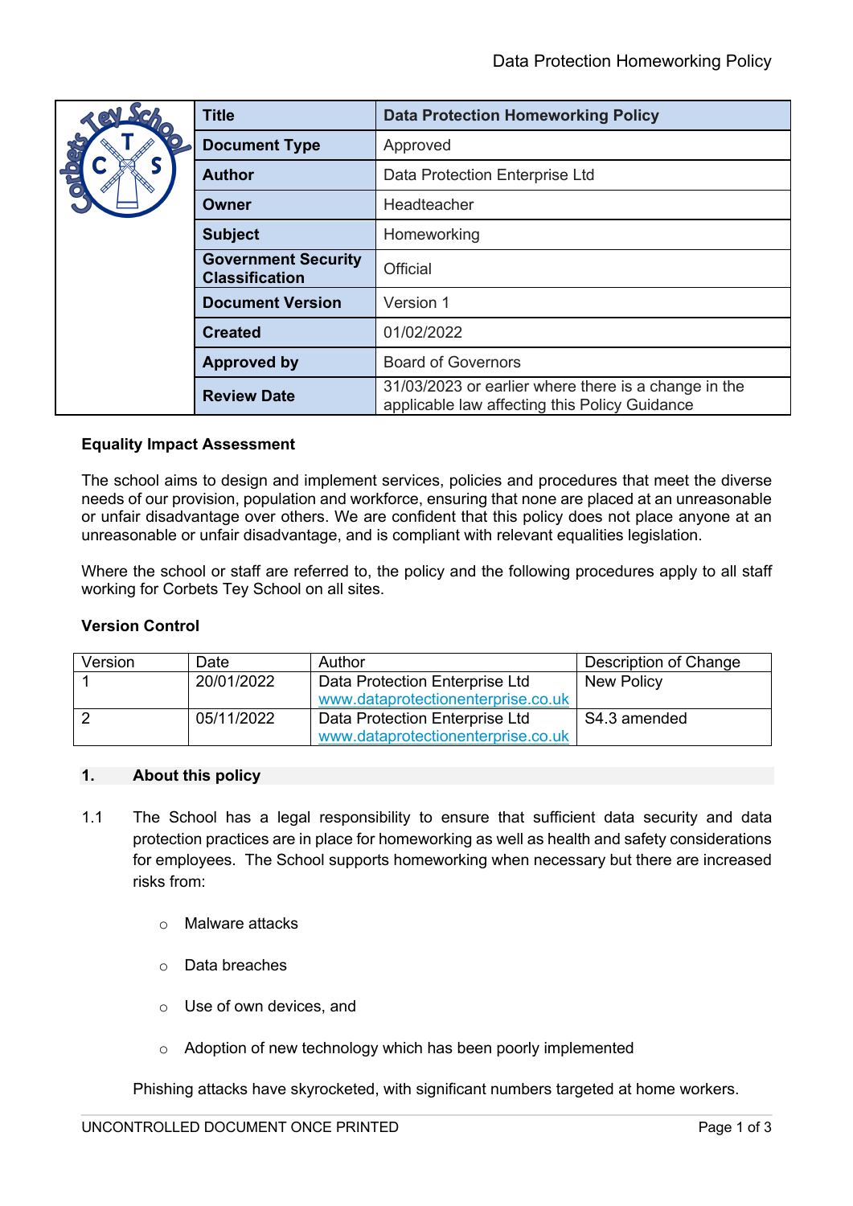| Title | Data Protection Homeworking Policy |
|---|---|
| Document Type | Approved |
| Author | Data Protection Enterprise Ltd |
| Owner | Headteacher |
| Subject | Homeworking |
| Government Security Classification | Official |
| Document Version | Version 1 |
| Created | 01/02/2022 |
| Approved by | Board of Governors |
| Review Date | 31/03/2023 or earlier where there is a change in the applicable law affecting this Policy Guidance |

**Equality Impact Assessment**

The school aims to design and implement services, policies and procedures that meet the diverse needs of our provision, population and workforce, ensuring that none are placed at an unreasonable or unfair disadvantage over others. We are confident that this policy does not place anyone at an unreasonable or unfair disadvantage, and is compliant with relevant equalities legislation.

Where the school or staff are referred to, the policy and the following procedures apply to all staff working for Corbets Tey School on all sites.

**Version Control**

| Version | Date | Author | Description of Change |
|---|---|---|---|
| 1 | 20/01/2022 | Data Protection Enterprise Ltd www.dataprotectionenterprise.co.uk | New Policy |
| 2 | 05/11/2022 | Data Protection Enterprise Ltd www.dataprotectionenterprise.co.uk | S4.3 amended |

## 1. About this policy

1.1 The School has a legal responsibility to ensure that sufficient data security and data protection practices are in place for homeworking as well as health and safety considerations for employees. The School supports homeworking when necessary but there are increased risks from:

- Malware attacks
- Data breaches
- Use of own devices, and
- Adoption of new technology which has been poorly implemented

Phishing attacks have skyrocketed, with significant numbers targeted at home workers.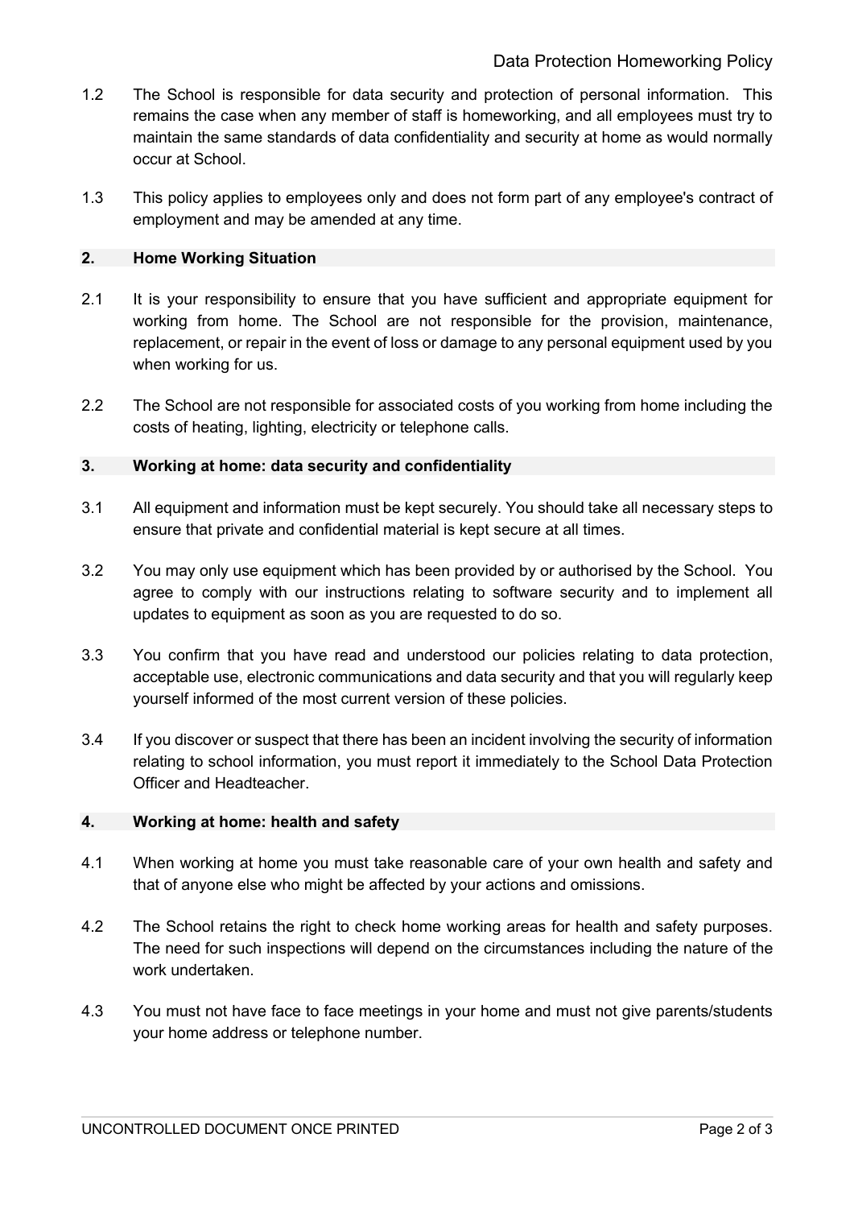1.2 The School is responsible for data security and protection of personal information. This remains the case when any member of staff is homeworking, and all employees must try to maintain the same standards of data confidentiality and security at home as would normally occur at School.

1.3 This policy applies to employees only and does not form part of any employee's contract of employment and may be amended at any time.

## 2. Home Working Situation

2.1 It is your responsibility to ensure that you have sufficient and appropriate equipment for working from home. The School are not responsible for the provision, maintenance, replacement, or repair in the event of loss or damage to any personal equipment used by you when working for us.

2.2 The School are not responsible for associated costs of you working from home including the costs of heating, lighting, electricity or telephone calls.

## 3. Working at home: data security and confidentiality

3.1 All equipment and information must be kept securely. You should take all necessary steps to ensure that private and confidential material is kept secure at all times.

3.2 You may only use equipment which has been provided by or authorised by the School. You agree to comply with our instructions relating to software security and to implement all updates to equipment as soon as you are requested to do so.

3.3 You confirm that you have read and understood our policies relating to data protection, acceptable use, electronic communications and data security and that you will regularly keep yourself informed of the most current version of these policies.

3.4 If you discover or suspect that there has been an incident involving the security of information relating to school information, you must report it immediately to the School Data Protection Officer and Headteacher.

## 4. Working at home: health and safety

4.1 When working at home you must take reasonable care of your own health and safety and that of anyone else who might be affected by your actions and omissions.

4.2 The School retains the right to check home working areas for health and safety purposes. The need for such inspections will depend on the circumstances including the nature of the work undertaken.

4.3 You must not have face to face meetings in your home and must not give parents/students your home address or telephone number.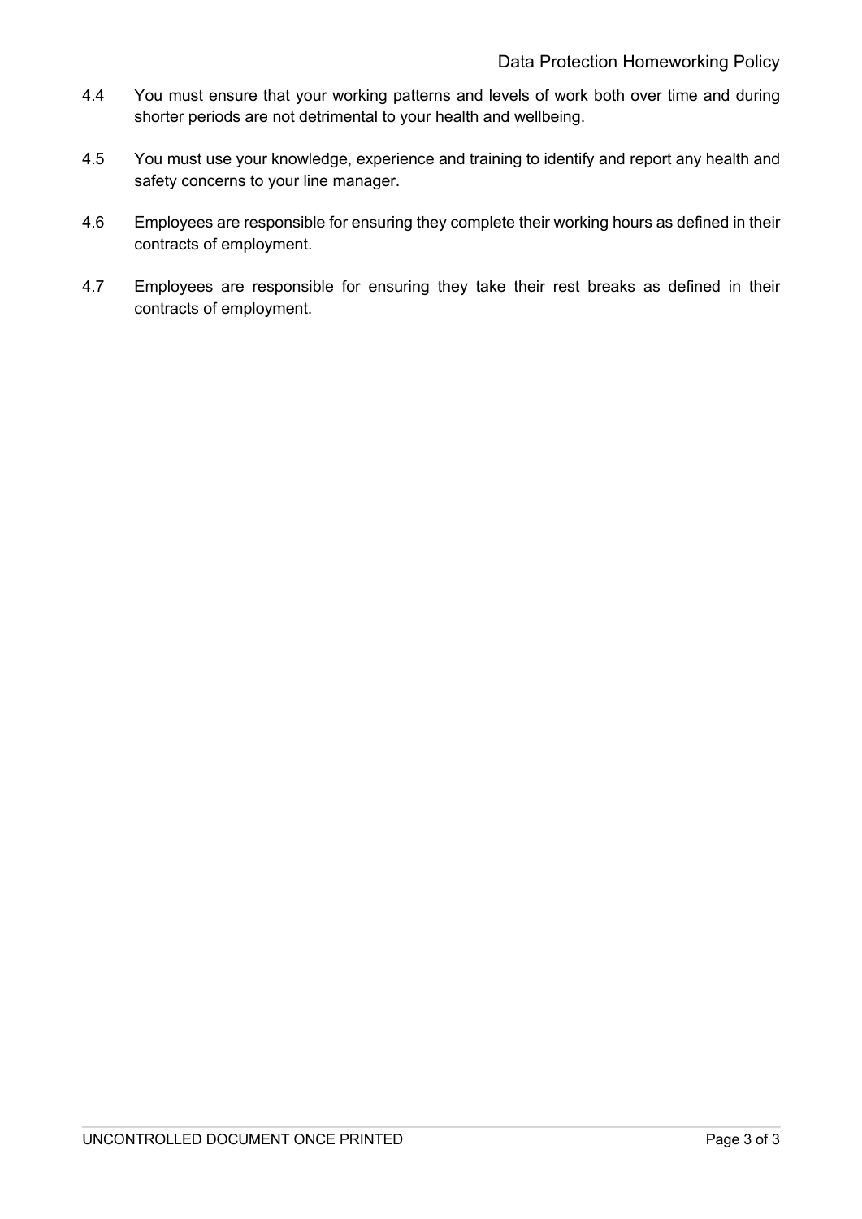4.4 You must ensure that your working patterns and levels of work both over time and during shorter periods are not detrimental to your health and wellbeing.

4.5 You must use your knowledge, experience and training to identify and report any health and safety concerns to your line manager.

4.6 Employees are responsible for ensuring they complete their working hours as defined in their contracts of employment.

4.7 Employees are responsible for ensuring they take their rest breaks as defined in their contracts of employment.